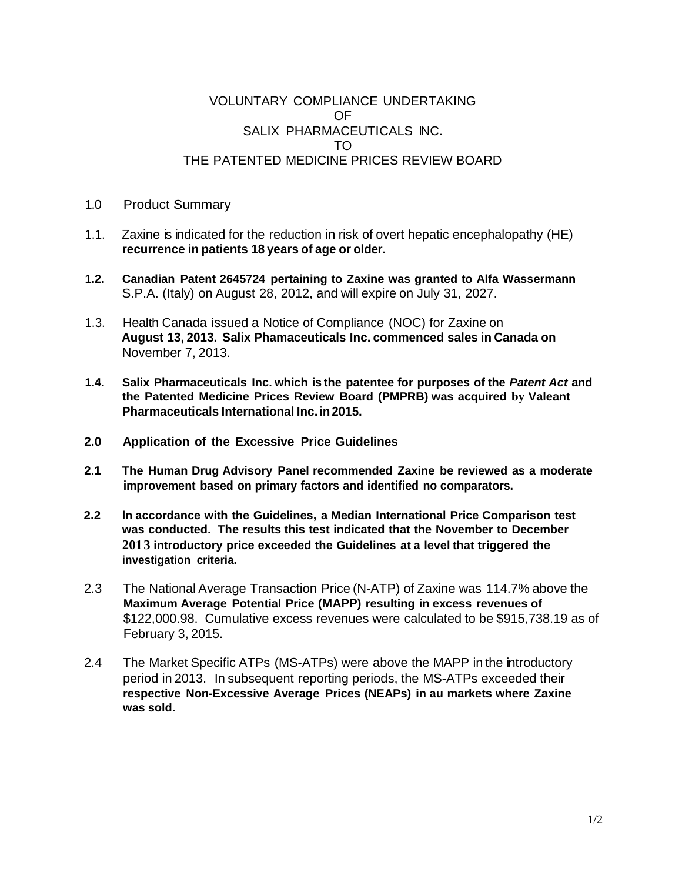# VOLUNTARY COMPLIANCE UNDERTAKING
# OF
# SALIX PHARMACEUTICALS INC.
# TO
# THE PATENTED MEDICINE PRICES REVIEW BOARD

## 1.0 Product Summary

1.1. Zaxine is indicated for the reduction in risk of overt hepatic encephalopathy (HE) **recurrence in patients 18 years of age or older.**

**1.2. Canadian Patent 2645724 pertaining to Zaxine was granted to Alfa Wassermann** S.P.A. (Italy) on August 28, 2012, and will expire on July 31, 2027.

1.3. Health Canada issued a Notice of Compliance (NOC) for Zaxine on **August 13, 2013. Salix Phamaceuticals Inc. commenced sales in Canada on** November 7, 2013.

**1.4. Salix Pharmaceuticals Inc. which is the patentee for purposes of the *Patent Act* and the Patented Medicine Prices Review Board (PMPRB) was acquired by Valeant Pharmaceuticals International Inc. in 2015.**

## 2.0 Application of the Excessive Price Guidelines

**2.1 The Human Drug Advisory Panel recommended Zaxine be reviewed as a moderate improvement based on primary factors and identified no comparators.**

**2.2 In accordance with the Guidelines, a Median International Price Comparison test was conducted. The results this test indicated that the November to December 2013 introductory price exceeded the Guidelines at a level that triggered the investigation criteria.**

2.3 The National Average Transaction Price (N-ATP) of Zaxine was 114.7% above the **Maximum Average Potential Price (MAPP) resulting in excess revenues of** $122,000.98. Cumulative excess revenues were calculated to be $915,738.19 as of February 3, 2015.

2.4 The Market Specific ATPs (MS-ATPs) were above the MAPP in the introductory period in 2013. In subsequent reporting periods, the MS-ATPs exceeded their **respective Non-Excessive Average Prices (NEAPs) in au markets where Zaxine was sold.**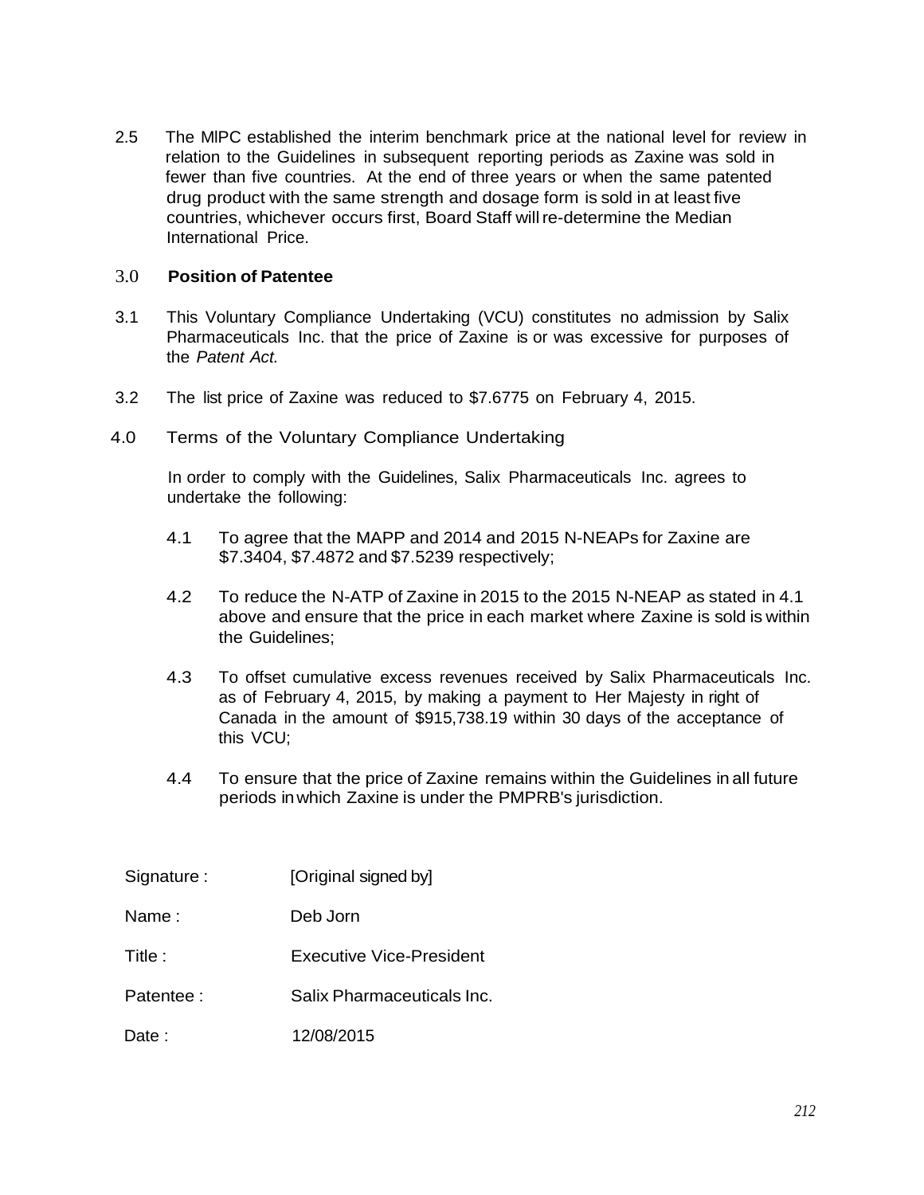2.5 The MIPC established the interim benchmark price at the national level for review in relation to the Guidelines in subsequent reporting periods as Zaxine was sold in fewer than five countries. At the end of three years or when the same patented drug product with the same strength and dosage form is sold in at least five countries, whichever occurs first, Board Staff will re-determine the Median International Price.

## 3.0 Position of Patentee

3.1 This Voluntary Compliance Undertaking (VCU) constitutes no admission by Salix Pharmaceuticals Inc. that the price of Zaxine is or was excessive for purposes of the *Patent Act.*

3.2 The list price of Zaxine was reduced to $7.6775 on February 4, 2015.

## 4.0 Terms of the Voluntary Compliance Undertaking

In order to comply with the Guidelines, Salix Pharmaceuticals Inc. agrees to undertake the following:

4.1 To agree that the MAPP and 2014 and 2015 N-NEAPs for Zaxine are $7.3404, $7.4872 and $7.5239 respectively;

4.2 To reduce the N-ATP of Zaxine in 2015 to the 2015 N-NEAP as stated in 4.1 above and ensure that the price in each market where Zaxine is sold is within the Guidelines;

4.3 To offset cumulative excess revenues received by Salix Pharmaceuticals Inc. as of February 4, 2015, by making a payment to Her Majesty in right of Canada in the amount of $915,738.19 within 30 days of the acceptance of this VCU;

4.4 To ensure that the price of Zaxine remains within the Guidelines in all future periods in which Zaxine is under the PMPRB's jurisdiction.

| | |
|---|---|
| Signature : | [Original signed by] |
| Name : | Deb Jorn |
| Title : | Executive Vice-President |
| Patentee : | Salix Pharmaceuticals Inc. |
| Date : | 12/08/2015 |